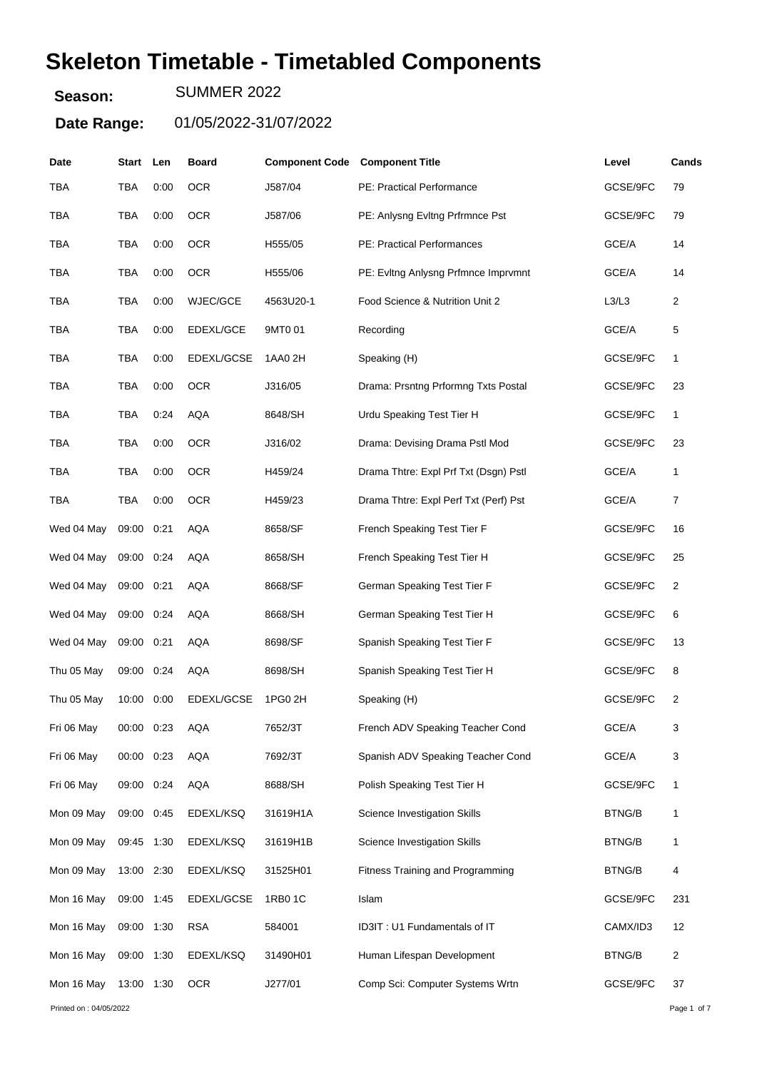# Skeleton Timetable - Timetabled Components

**Season:** SUMMER 2022

**Date Range:** 01/05/2022-31/07/2022

| Date | Start | Len | Board | Component Code | Component Title | Level | Cands |
|---|---|---|---|---|---|---|---|
| TBA | TBA | 0:00 | OCR | J587/04 | PE: Practical Performance | GCSE/9FC | 79 |
| TBA | TBA | 0:00 | OCR | J587/06 | PE: Anlysng Evltng Prfrmnce Pst | GCSE/9FC | 79 |
| TBA | TBA | 0:00 | OCR | H555/05 | PE: Practical Performances | GCE/A | 14 |
| TBA | TBA | 0:00 | OCR | H555/06 | PE: Evltng Anlysng Prfmnce Imprvmnt | GCE/A | 14 |
| TBA | TBA | 0:00 | WJEC/GCE | 4563U20-1 | Food Science & Nutrition Unit 2 | L3/L3 | 2 |
| TBA | TBA | 0:00 | EDEXL/GCE | 9MT0 01 | Recording | GCE/A | 5 |
| TBA | TBA | 0:00 | EDEXL/GCSE | 1AA0 2H | Speaking (H) | GCSE/9FC | 1 |
| TBA | TBA | 0:00 | OCR | J316/05 | Drama: Prsntng Prformng Txts Postal | GCSE/9FC | 23 |
| TBA | TBA | 0:24 | AQA | 8648/SH | Urdu Speaking Test Tier H | GCSE/9FC | 1 |
| TBA | TBA | 0:00 | OCR | J316/02 | Drama: Devising Drama Pstl Mod | GCSE/9FC | 23 |
| TBA | TBA | 0:00 | OCR | H459/24 | Drama Thtre: Expl Prf Txt (Dsgn) Pstl | GCE/A | 1 |
| TBA | TBA | 0:00 | OCR | H459/23 | Drama Thtre: Expl Perf Txt (Perf) Pst | GCE/A | 7 |
| Wed 04 May | 09:00 | 0:21 | AQA | 8658/SF | French Speaking Test Tier F | GCSE/9FC | 16 |
| Wed 04 May | 09:00 | 0:24 | AQA | 8658/SH | French Speaking Test Tier H | GCSE/9FC | 25 |
| Wed 04 May | 09:00 | 0:21 | AQA | 8668/SF | German Speaking Test Tier F | GCSE/9FC | 2 |
| Wed 04 May | 09:00 | 0:24 | AQA | 8668/SH | German Speaking Test Tier H | GCSE/9FC | 6 |
| Wed 04 May | 09:00 | 0:21 | AQA | 8698/SF | Spanish Speaking Test Tier F | GCSE/9FC | 13 |
| Thu 05 May | 09:00 | 0:24 | AQA | 8698/SH | Spanish Speaking Test Tier H | GCSE/9FC | 8 |
| Thu 05 May | 10:00 | 0:00 | EDEXL/GCSE | 1PG0 2H | Speaking (H) | GCSE/9FC | 2 |
| Fri 06 May | 00:00 | 0:23 | AQA | 7652/3T | French ADV Speaking Teacher Cond | GCE/A | 3 |
| Fri 06 May | 00:00 | 0:23 | AQA | 7692/3T | Spanish ADV Speaking Teacher Cond | GCE/A | 3 |
| Fri 06 May | 09:00 | 0:24 | AQA | 8688/SH | Polish Speaking Test Tier H | GCSE/9FC | 1 |
| Mon 09 May | 09:00 | 0:45 | EDEXL/KSQ | 31619H1A | Science Investigation Skills | BTNG/B | 1 |
| Mon 09 May | 09:45 | 1:30 | EDEXL/KSQ | 31619H1B | Science Investigation Skills | BTNG/B | 1 |
| Mon 09 May | 13:00 | 2:30 | EDEXL/KSQ | 31525H01 | Fitness Training and Programming | BTNG/B | 4 |
| Mon 16 May | 09:00 | 1:45 | EDEXL/GCSE | 1RB0 1C | Islam | GCSE/9FC | 231 |
| Mon 16 May | 09:00 | 1:30 | RSA | 584001 | ID3IT : U1 Fundamentals of IT | CAMX/ID3 | 12 |
| Mon 16 May | 09:00 | 1:30 | EDEXL/KSQ | 31490H01 | Human Lifespan Development | BTNG/B | 2 |
| Mon 16 May | 13:00 | 1:30 | OCR | J277/01 | Comp Sci: Computer Systems Wrtn | GCSE/9FC | 37 |

Printed on : 04/05/2022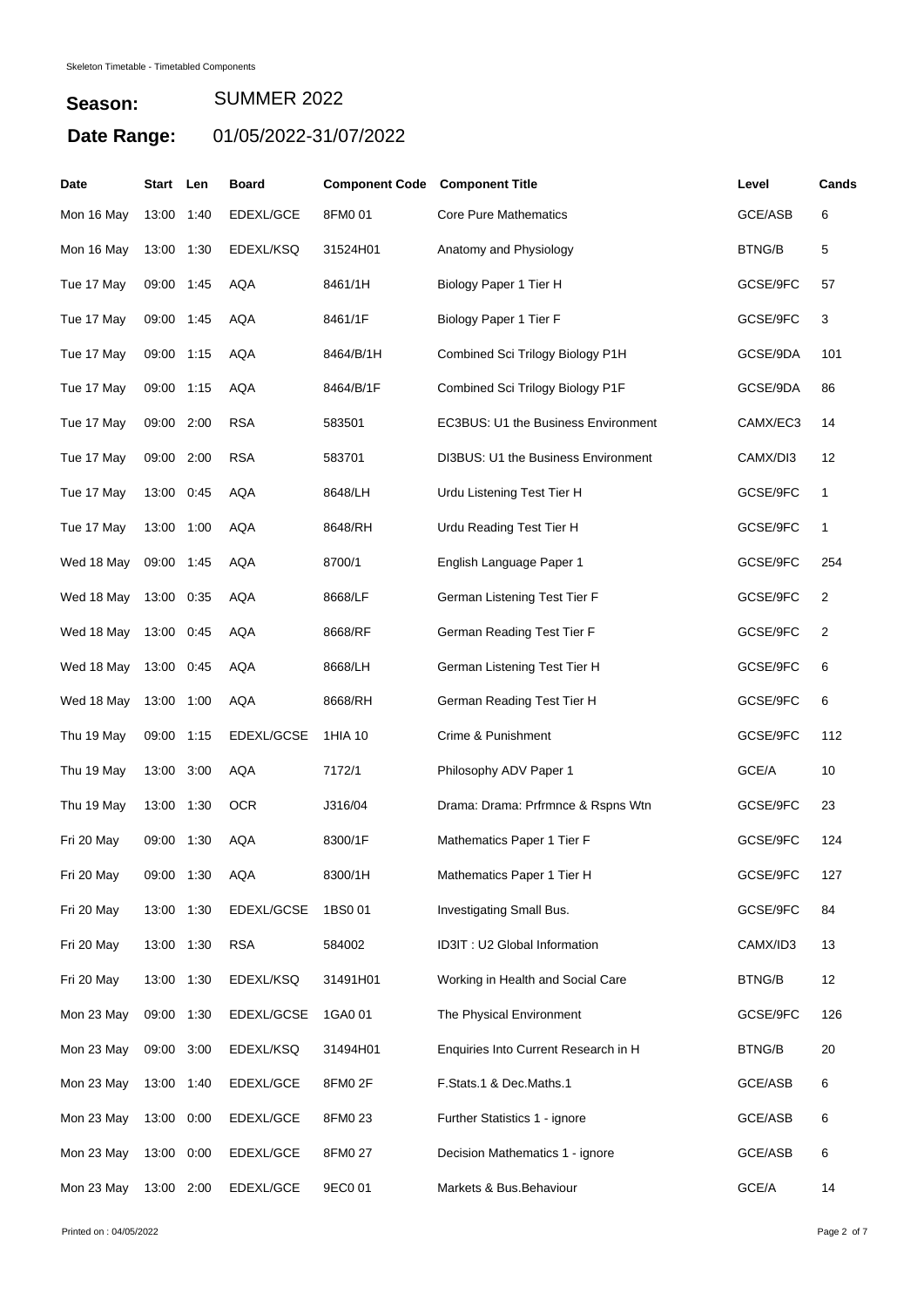Skeleton Timetable - Timetabled Components

**Season:** SUMMER 2022

**Date Range:** 01/05/2022-31/07/2022

| Date | Start | Len | Board | Component Code | Component Title | Level | Cands |
|---|---|---|---|---|---|---|---|
| Mon 16 May | 13:00 | 1:40 | EDEXL/GCE | 8FM0 01 | Core Pure Mathematics | GCE/ASB | 6 |
| Mon 16 May | 13:00 | 1:30 | EDEXL/KSQ | 31524H01 | Anatomy and Physiology | BTNG/B | 5 |
| Tue 17 May | 09:00 | 1:45 | AQA | 8461/1H | Biology Paper 1 Tier H | GCSE/9FC | 57 |
| Tue 17 May | 09:00 | 1:45 | AQA | 8461/1F | Biology Paper 1 Tier F | GCSE/9FC | 3 |
| Tue 17 May | 09:00 | 1:15 | AQA | 8464/B/1H | Combined Sci Trilogy Biology P1H | GCSE/9DA | 101 |
| Tue 17 May | 09:00 | 1:15 | AQA | 8464/B/1F | Combined Sci Trilogy Biology P1F | GCSE/9DA | 86 |
| Tue 17 May | 09:00 | 2:00 | RSA | 583501 | EC3BUS: U1 the Business Environment | CAMX/EC3 | 14 |
| Tue 17 May | 09:00 | 2:00 | RSA | 583701 | DI3BUS: U1 the Business Environment | CAMX/DI3 | 12 |
| Tue 17 May | 13:00 | 0:45 | AQA | 8648/LH | Urdu Listening Test Tier H | GCSE/9FC | 1 |
| Tue 17 May | 13:00 | 1:00 | AQA | 8648/RH | Urdu Reading Test Tier H | GCSE/9FC | 1 |
| Wed 18 May | 09:00 | 1:45 | AQA | 8700/1 | English Language Paper 1 | GCSE/9FC | 254 |
| Wed 18 May | 13:00 | 0:35 | AQA | 8668/LF | German Listening Test Tier F | GCSE/9FC | 2 |
| Wed 18 May | 13:00 | 0:45 | AQA | 8668/RF | German Reading Test Tier F | GCSE/9FC | 2 |
| Wed 18 May | 13:00 | 0:45 | AQA | 8668/LH | German Listening Test Tier H | GCSE/9FC | 6 |
| Wed 18 May | 13:00 | 1:00 | AQA | 8668/RH | German Reading Test Tier H | GCSE/9FC | 6 |
| Thu 19 May | 09:00 | 1:15 | EDEXL/GCSE | 1HIA 10 | Crime & Punishment | GCSE/9FC | 112 |
| Thu 19 May | 13:00 | 3:00 | AQA | 7172/1 | Philosophy ADV Paper 1 | GCE/A | 10 |
| Thu 19 May | 13:00 | 1:30 | OCR | J316/04 | Drama: Drama: Prfrmnce & Rspns Wtn | GCSE/9FC | 23 |
| Fri 20 May | 09:00 | 1:30 | AQA | 8300/1F | Mathematics Paper 1 Tier F | GCSE/9FC | 124 |
| Fri 20 May | 09:00 | 1:30 | AQA | 8300/1H | Mathematics Paper 1 Tier H | GCSE/9FC | 127 |
| Fri 20 May | 13:00 | 1:30 | EDEXL/GCSE | 1BS0 01 | Investigating Small Bus. | GCSE/9FC | 84 |
| Fri 20 May | 13:00 | 1:30 | RSA | 584002 | ID3IT : U2 Global Information | CAMX/ID3 | 13 |
| Fri 20 May | 13:00 | 1:30 | EDEXL/KSQ | 31491H01 | Working in Health and Social Care | BTNG/B | 12 |
| Mon 23 May | 09:00 | 1:30 | EDEXL/GCSE | 1GA0 01 | The Physical Environment | GCSE/9FC | 126 |
| Mon 23 May | 09:00 | 3:00 | EDEXL/KSQ | 31494H01 | Enquiries Into Current Research in H | BTNG/B | 20 |
| Mon 23 May | 13:00 | 1:40 | EDEXL/GCE | 8FM0 2F | F.Stats.1 & Dec.Maths.1 | GCE/ASB | 6 |
| Mon 23 May | 13:00 | 0:00 | EDEXL/GCE | 8FM0 23 | Further Statistics 1 - ignore | GCE/ASB | 6 |
| Mon 23 May | 13:00 | 0:00 | EDEXL/GCE | 8FM0 27 | Decision Mathematics 1 - ignore | GCE/ASB | 6 |
| Mon 23 May | 13:00 | 2:00 | EDEXL/GCE | 9EC0 01 | Markets & Bus.Behaviour | GCE/A | 14 |

Printed on : 04/05/2022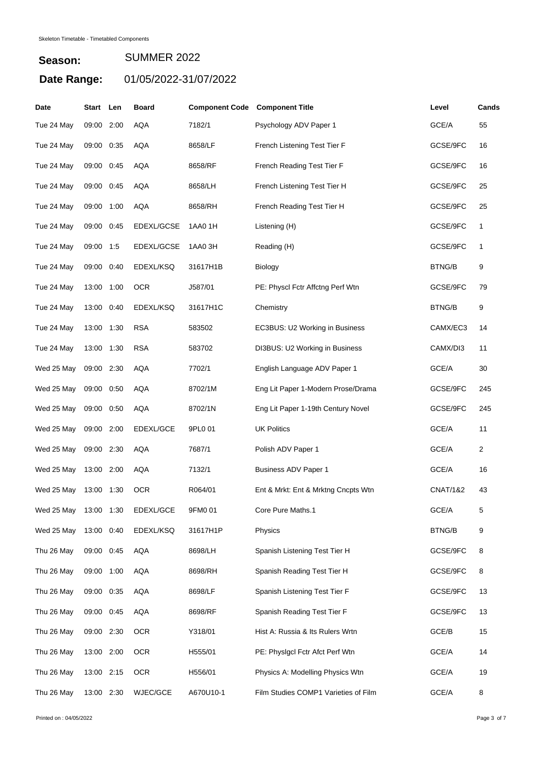Skeleton Timetable - Timetabled Components

**Season:** SUMMER 2022

**Date Range:** 01/05/2022-31/07/2022

| Date | Start | Len | Board | Component Code | Component Title | Level | Cands |
|---|---|---|---|---|---|---|---|
| Tue 24 May | 09:00 | 2:00 | AQA | 7182/1 | Psychology ADV Paper 1 | GCE/A | 55 |
| Tue 24 May | 09:00 | 0:35 | AQA | 8658/LF | French Listening Test Tier F | GCSE/9FC | 16 |
| Tue 24 May | 09:00 | 0:45 | AQA | 8658/RF | French Reading Test Tier F | GCSE/9FC | 16 |
| Tue 24 May | 09:00 | 0:45 | AQA | 8658/LH | French Listening Test Tier H | GCSE/9FC | 25 |
| Tue 24 May | 09:00 | 1:00 | AQA | 8658/RH | French Reading Test Tier H | GCSE/9FC | 25 |
| Tue 24 May | 09:00 | 0:45 | EDEXL/GCSE | 1AA0 1H | Listening (H) | GCSE/9FC | 1 |
| Tue 24 May | 09:00 | 1:5 | EDEXL/GCSE | 1AA0 3H | Reading (H) | GCSE/9FC | 1 |
| Tue 24 May | 09:00 | 0:40 | EDEXL/KSQ | 31617H1B | Biology | BTNG/B | 9 |
| Tue 24 May | 13:00 | 1:00 | OCR | J587/01 | PE: Physcl Fctr Affctng Perf Wtn | GCSE/9FC | 79 |
| Tue 24 May | 13:00 | 0:40 | EDEXL/KSQ | 31617H1C | Chemistry | BTNG/B | 9 |
| Tue 24 May | 13:00 | 1:30 | RSA | 583502 | EC3BUS: U2 Working in Business | CAMX/EC3 | 14 |
| Tue 24 May | 13:00 | 1:30 | RSA | 583702 | DI3BUS: U2 Working in Business | CAMX/DI3 | 11 |
| Wed 25 May | 09:00 | 2:30 | AQA | 7702/1 | English Language ADV Paper 1 | GCE/A | 30 |
| Wed 25 May | 09:00 | 0:50 | AQA | 8702/1M | Eng Lit Paper 1-Modern Prose/Drama | GCSE/9FC | 245 |
| Wed 25 May | 09:00 | 0:50 | AQA | 8702/1N | Eng Lit Paper 1-19th Century Novel | GCSE/9FC | 245 |
| Wed 25 May | 09:00 | 2:00 | EDEXL/GCE | 9PL0 01 | UK Politics | GCE/A | 11 |
| Wed 25 May | 09:00 | 2:30 | AQA | 7687/1 | Polish ADV Paper 1 | GCE/A | 2 |
| Wed 25 May | 13:00 | 2:00 | AQA | 7132/1 | Business ADV Paper 1 | GCE/A | 16 |
| Wed 25 May | 13:00 | 1:30 | OCR | R064/01 | Ent & Mrkt: Ent & Mrktng Cncpts Wtn | CNAT/1&2 | 43 |
| Wed 25 May | 13:00 | 1:30 | EDEXL/GCE | 9FM0 01 | Core Pure Maths.1 | GCE/A | 5 |
| Wed 25 May | 13:00 | 0:40 | EDEXL/KSQ | 31617H1P | Physics | BTNG/B | 9 |
| Thu 26 May | 09:00 | 0:45 | AQA | 8698/LH | Spanish Listening Test Tier H | GCSE/9FC | 8 |
| Thu 26 May | 09:00 | 1:00 | AQA | 8698/RH | Spanish Reading Test Tier H | GCSE/9FC | 8 |
| Thu 26 May | 09:00 | 0:35 | AQA | 8698/LF | Spanish Listening Test Tier F | GCSE/9FC | 13 |
| Thu 26 May | 09:00 | 0:45 | AQA | 8698/RF | Spanish Reading Test Tier F | GCSE/9FC | 13 |
| Thu 26 May | 09:00 | 2:30 | OCR | Y318/01 | Hist A: Russia & Its Rulers Wrtn | GCE/B | 15 |
| Thu 26 May | 13:00 | 2:00 | OCR | H555/01 | PE: Physlgcl Fctr Afct Perf Wtn | GCE/A | 14 |
| Thu 26 May | 13:00 | 2:15 | OCR | H556/01 | Physics A: Modelling Physics Wtn | GCE/A | 19 |
| Thu 26 May | 13:00 | 2:30 | WJEC/GCE | A670U10-1 | Film Studies COMP1 Varieties of Film | GCE/A | 8 |

Printed on : 04/05/2022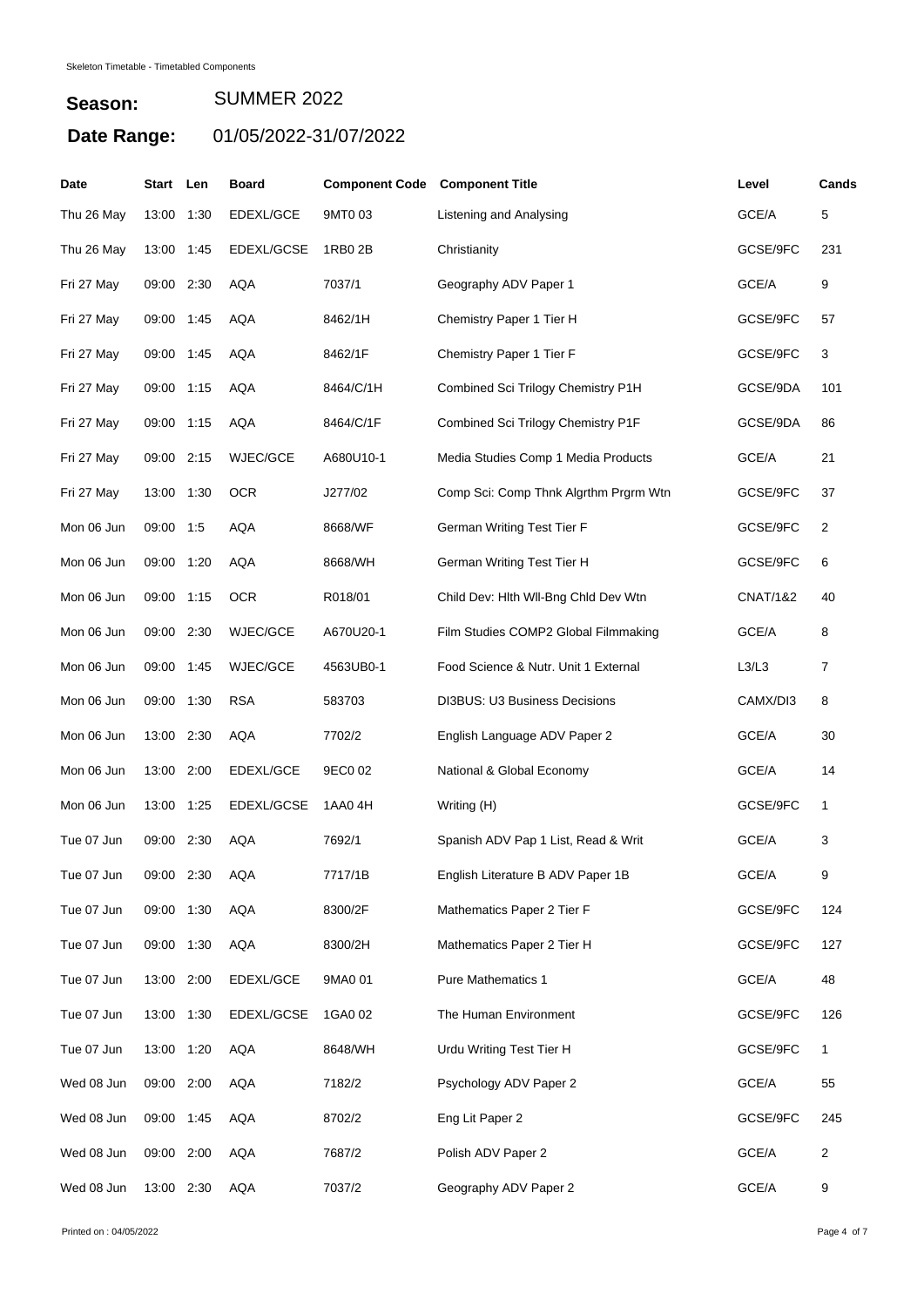Skeleton Timetable - Timetabled Components

**Season:** SUMMER 2022

**Date Range:** 01/05/2022-31/07/2022

| Date | Start | Len | Board | Component Code | Component Title | Level | Cands |
|---|---|---|---|---|---|---|---|
| Thu 26 May | 13:00 | 1:30 | EDEXL/GCE | 9MT0 03 | Listening and Analysing | GCE/A | 5 |
| Thu 26 May | 13:00 | 1:45 | EDEXL/GCSE | 1RB0 2B | Christianity | GCSE/9FC | 231 |
| Fri 27 May | 09:00 | 2:30 | AQA | 7037/1 | Geography ADV Paper 1 | GCE/A | 9 |
| Fri 27 May | 09:00 | 1:45 | AQA | 8462/1H | Chemistry Paper 1 Tier H | GCSE/9FC | 57 |
| Fri 27 May | 09:00 | 1:45 | AQA | 8462/1F | Chemistry Paper 1 Tier F | GCSE/9FC | 3 |
| Fri 27 May | 09:00 | 1:15 | AQA | 8464/C/1H | Combined Sci Trilogy Chemistry P1H | GCSE/9DA | 101 |
| Fri 27 May | 09:00 | 1:15 | AQA | 8464/C/1F | Combined Sci Trilogy Chemistry P1F | GCSE/9DA | 86 |
| Fri 27 May | 09:00 | 2:15 | WJEC/GCE | A680U10-1 | Media Studies Comp 1 Media Products | GCE/A | 21 |
| Fri 27 May | 13:00 | 1:30 | OCR | J277/02 | Comp Sci: Comp Thnk Algrthm Prgrm Wtn | GCSE/9FC | 37 |
| Mon 06 Jun | 09:00 | 1:5 | AQA | 8668/WF | German Writing Test Tier F | GCSE/9FC | 2 |
| Mon 06 Jun | 09:00 | 1:20 | AQA | 8668/WH | German Writing Test Tier H | GCSE/9FC | 6 |
| Mon 06 Jun | 09:00 | 1:15 | OCR | R018/01 | Child Dev: Hlth Wll-Bng Chld Dev Wtn | CNAT/1&2 | 40 |
| Mon 06 Jun | 09:00 | 2:30 | WJEC/GCE | A670U20-1 | Film Studies COMP2 Global Filmmaking | GCE/A | 8 |
| Mon 06 Jun | 09:00 | 1:45 | WJEC/GCE | 4563UB0-1 | Food Science & Nutr. Unit 1 External | L3/L3 | 7 |
| Mon 06 Jun | 09:00 | 1:30 | RSA | 583703 | DI3BUS: U3 Business Decisions | CAMX/DI3 | 8 |
| Mon 06 Jun | 13:00 | 2:30 | AQA | 7702/2 | English Language ADV Paper 2 | GCE/A | 30 |
| Mon 06 Jun | 13:00 | 2:00 | EDEXL/GCE | 9EC0 02 | National & Global Economy | GCE/A | 14 |
| Mon 06 Jun | 13:00 | 1:25 | EDEXL/GCSE | 1AA0 4H | Writing (H) | GCSE/9FC | 1 |
| Tue 07 Jun | 09:00 | 2:30 | AQA | 7692/1 | Spanish ADV Pap 1 List, Read & Writ | GCE/A | 3 |
| Tue 07 Jun | 09:00 | 2:30 | AQA | 7717/1B | English Literature B ADV Paper 1B | GCE/A | 9 |
| Tue 07 Jun | 09:00 | 1:30 | AQA | 8300/2F | Mathematics Paper 2 Tier F | GCSE/9FC | 124 |
| Tue 07 Jun | 09:00 | 1:30 | AQA | 8300/2H | Mathematics Paper 2 Tier H | GCSE/9FC | 127 |
| Tue 07 Jun | 13:00 | 2:00 | EDEXL/GCE | 9MA0 01 | Pure Mathematics 1 | GCE/A | 48 |
| Tue 07 Jun | 13:00 | 1:30 | EDEXL/GCSE | 1GA0 02 | The Human Environment | GCSE/9FC | 126 |
| Tue 07 Jun | 13:00 | 1:20 | AQA | 8648/WH | Urdu Writing Test Tier H | GCSE/9FC | 1 |
| Wed 08 Jun | 09:00 | 2:00 | AQA | 7182/2 | Psychology ADV Paper 2 | GCE/A | 55 |
| Wed 08 Jun | 09:00 | 1:45 | AQA | 8702/2 | Eng Lit Paper 2 | GCSE/9FC | 245 |
| Wed 08 Jun | 09:00 | 2:00 | AQA | 7687/2 | Polish ADV Paper 2 | GCE/A | 2 |
| Wed 08 Jun | 13:00 | 2:30 | AQA | 7037/2 | Geography ADV Paper 2 | GCE/A | 9 |

Printed on : 04/05/2022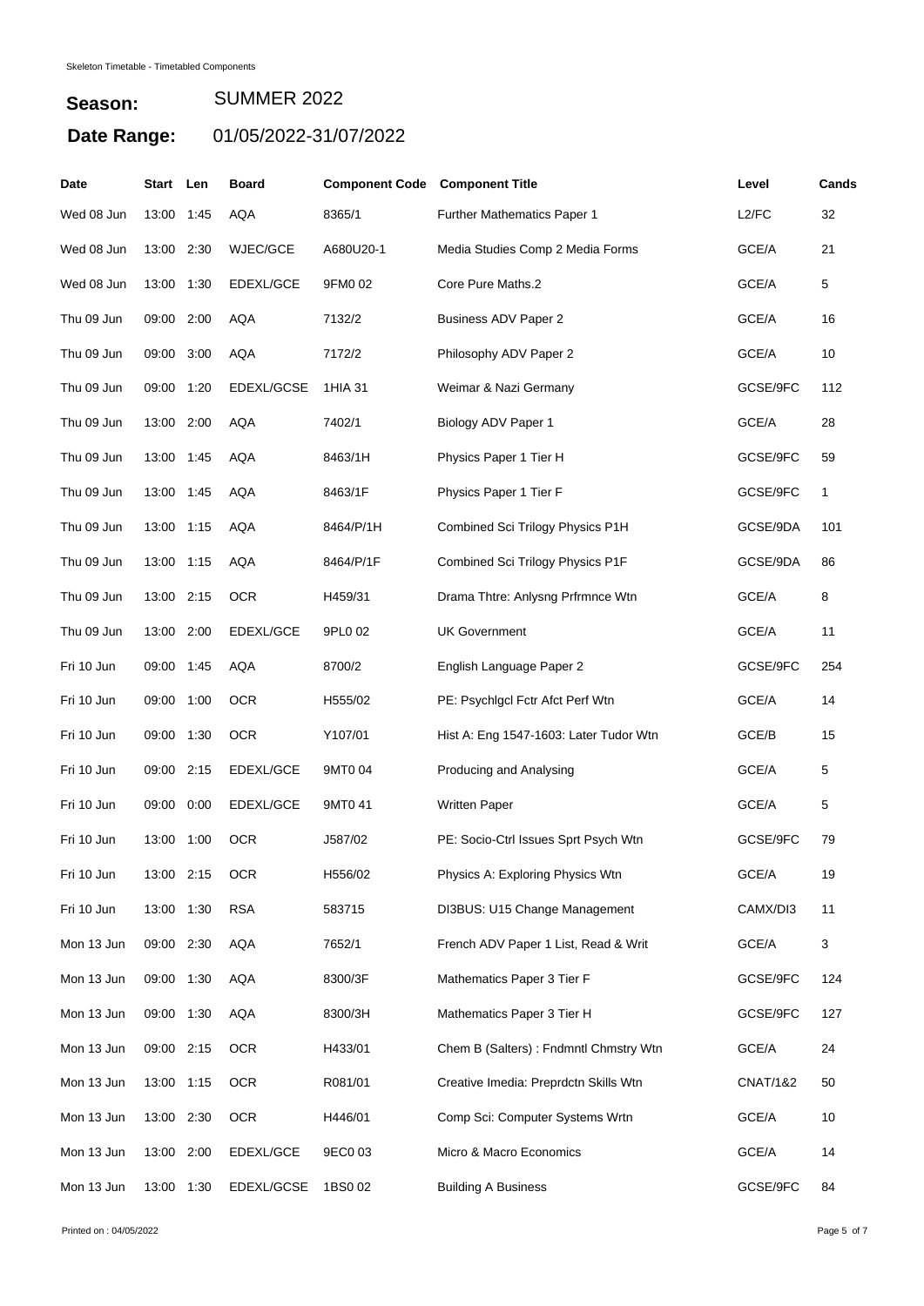Skeleton Timetable - Timetabled Components

**Season:** SUMMER 2022

**Date Range:** 01/05/2022-31/07/2022

| Date | Start | Len | Board | Component Code | Component Title | Level | Cands |
|---|---|---|---|---|---|---|---|
| Wed 08 Jun | 13:00 | 1:45 | AQA | 8365/1 | Further Mathematics Paper 1 | L2/FC | 32 |
| Wed 08 Jun | 13:00 | 2:30 | WJEC/GCE | A680U20-1 | Media Studies Comp 2 Media Forms | GCE/A | 21 |
| Wed 08 Jun | 13:00 | 1:30 | EDEXL/GCE | 9FM0 02 | Core Pure Maths.2 | GCE/A | 5 |
| Thu 09 Jun | 09:00 | 2:00 | AQA | 7132/2 | Business ADV Paper 2 | GCE/A | 16 |
| Thu 09 Jun | 09:00 | 3:00 | AQA | 7172/2 | Philosophy ADV Paper 2 | GCE/A | 10 |
| Thu 09 Jun | 09:00 | 1:20 | EDEXL/GCSE | 1HIA 31 | Weimar & Nazi Germany | GCSE/9FC | 112 |
| Thu 09 Jun | 13:00 | 2:00 | AQA | 7402/1 | Biology ADV Paper 1 | GCE/A | 28 |
| Thu 09 Jun | 13:00 | 1:45 | AQA | 8463/1H | Physics Paper 1 Tier H | GCSE/9FC | 59 |
| Thu 09 Jun | 13:00 | 1:45 | AQA | 8463/1F | Physics Paper 1 Tier F | GCSE/9FC | 1 |
| Thu 09 Jun | 13:00 | 1:15 | AQA | 8464/P/1H | Combined Sci Trilogy Physics P1H | GCSE/9DA | 101 |
| Thu 09 Jun | 13:00 | 1:15 | AQA | 8464/P/1F | Combined Sci Trilogy Physics P1F | GCSE/9DA | 86 |
| Thu 09 Jun | 13:00 | 2:15 | OCR | H459/31 | Drama Thtre: Anlysng Prfrmnce Wtn | GCE/A | 8 |
| Thu 09 Jun | 13:00 | 2:00 | EDEXL/GCE | 9PL0 02 | UK Government | GCE/A | 11 |
| Fri 10 Jun | 09:00 | 1:45 | AQA | 8700/2 | English Language Paper 2 | GCSE/9FC | 254 |
| Fri 10 Jun | 09:00 | 1:00 | OCR | H555/02 | PE: Psychlgcl Fctr Afct Perf Wtn | GCE/A | 14 |
| Fri 10 Jun | 09:00 | 1:30 | OCR | Y107/01 | Hist A: Eng 1547-1603: Later Tudor Wtn | GCE/B | 15 |
| Fri 10 Jun | 09:00 | 2:15 | EDEXL/GCE | 9MT0 04 | Producing and Analysing | GCE/A | 5 |
| Fri 10 Jun | 09:00 | 0:00 | EDEXL/GCE | 9MT0 41 | Written Paper | GCE/A | 5 |
| Fri 10 Jun | 13:00 | 1:00 | OCR | J587/02 | PE: Socio-Ctrl Issues Sprt Psych Wtn | GCSE/9FC | 79 |
| Fri 10 Jun | 13:00 | 2:15 | OCR | H556/02 | Physics A: Exploring Physics Wtn | GCE/A | 19 |
| Fri 10 Jun | 13:00 | 1:30 | RSA | 583715 | DI3BUS: U15 Change Management | CAMX/DI3 | 11 |
| Mon 13 Jun | 09:00 | 2:30 | AQA | 7652/1 | French ADV Paper 1 List, Read & Writ | GCE/A | 3 |
| Mon 13 Jun | 09:00 | 1:30 | AQA | 8300/3F | Mathematics Paper 3 Tier F | GCSE/9FC | 124 |
| Mon 13 Jun | 09:00 | 1:30 | AQA | 8300/3H | Mathematics Paper 3 Tier H | GCSE/9FC | 127 |
| Mon 13 Jun | 09:00 | 2:15 | OCR | H433/01 | Chem B (Salters) : Fndmntl Chmstry Wtn | GCE/A | 24 |
| Mon 13 Jun | 13:00 | 1:15 | OCR | R081/01 | Creative Imedia: Preprdctn Skills Wtn | CNAT/1&2 | 50 |
| Mon 13 Jun | 13:00 | 2:30 | OCR | H446/01 | Comp Sci: Computer Systems Wrtn | GCE/A | 10 |
| Mon 13 Jun | 13:00 | 2:00 | EDEXL/GCE | 9EC0 03 | Micro & Macro Economics | GCE/A | 14 |
| Mon 13 Jun | 13:00 | 1:30 | EDEXL/GCSE | 1BS0 02 | Building A Business | GCSE/9FC | 84 |

Printed on : 04/05/2022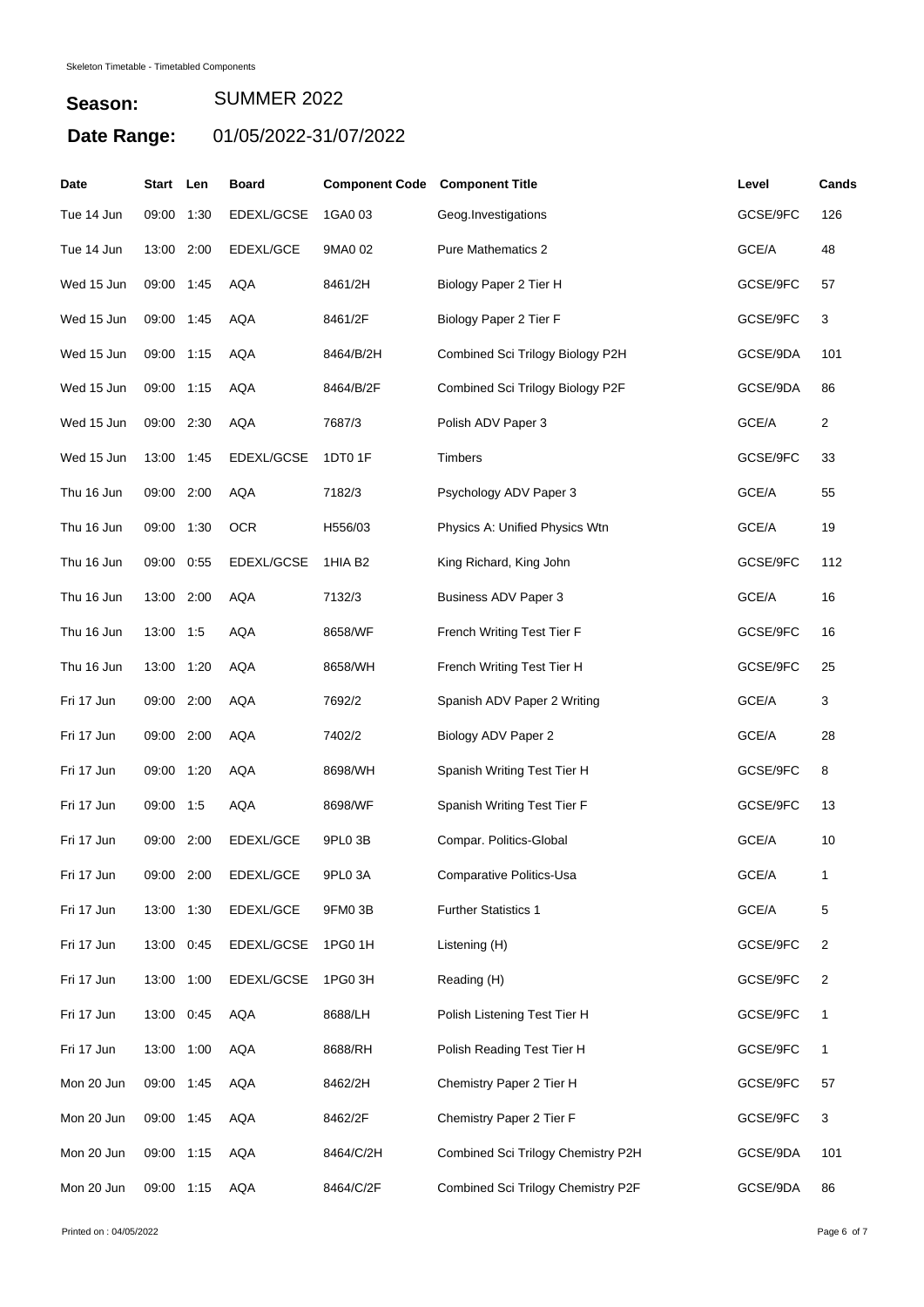Skeleton Timetable - Timetabled Components

**Season:** SUMMER 2022

**Date Range:** 01/05/2022-31/07/2022

| Date | Start | Len | Board | Component Code | Component Title | Level | Cands |
|---|---|---|---|---|---|---|---|
| Tue 14 Jun | 09:00 | 1:30 | EDEXL/GCSE | 1GA0 03 | Geog.Investigations | GCSE/9FC | 126 |
| Tue 14 Jun | 13:00 | 2:00 | EDEXL/GCE | 9MA0 02 | Pure Mathematics 2 | GCE/A | 48 |
| Wed 15 Jun | 09:00 | 1:45 | AQA | 8461/2H | Biology Paper 2 Tier H | GCSE/9FC | 57 |
| Wed 15 Jun | 09:00 | 1:45 | AQA | 8461/2F | Biology Paper 2 Tier F | GCSE/9FC | 3 |
| Wed 15 Jun | 09:00 | 1:15 | AQA | 8464/B/2H | Combined Sci Trilogy Biology P2H | GCSE/9DA | 101 |
| Wed 15 Jun | 09:00 | 1:15 | AQA | 8464/B/2F | Combined Sci Trilogy Biology P2F | GCSE/9DA | 86 |
| Wed 15 Jun | 09:00 | 2:30 | AQA | 7687/3 | Polish ADV Paper 3 | GCE/A | 2 |
| Wed 15 Jun | 13:00 | 1:45 | EDEXL/GCSE | 1DT0 1F | Timbers | GCSE/9FC | 33 |
| Thu 16 Jun | 09:00 | 2:00 | AQA | 7182/3 | Psychology ADV Paper 3 | GCE/A | 55 |
| Thu 16 Jun | 09:00 | 1:30 | OCR | H556/03 | Physics A: Unified Physics Wtn | GCE/A | 19 |
| Thu 16 Jun | 09:00 | 0:55 | EDEXL/GCSE | 1HIA B2 | King Richard, King John | GCSE/9FC | 112 |
| Thu 16 Jun | 13:00 | 2:00 | AQA | 7132/3 | Business ADV Paper 3 | GCE/A | 16 |
| Thu 16 Jun | 13:00 | 1:5 | AQA | 8658/WF | French Writing Test Tier F | GCSE/9FC | 16 |
| Thu 16 Jun | 13:00 | 1:20 | AQA | 8658/WH | French Writing Test Tier H | GCSE/9FC | 25 |
| Fri 17 Jun | 09:00 | 2:00 | AQA | 7692/2 | Spanish ADV Paper 2 Writing | GCE/A | 3 |
| Fri 17 Jun | 09:00 | 2:00 | AQA | 7402/2 | Biology ADV Paper 2 | GCE/A | 28 |
| Fri 17 Jun | 09:00 | 1:20 | AQA | 8698/WH | Spanish Writing Test Tier H | GCSE/9FC | 8 |
| Fri 17 Jun | 09:00 | 1:5 | AQA | 8698/WF | Spanish Writing Test Tier F | GCSE/9FC | 13 |
| Fri 17 Jun | 09:00 | 2:00 | EDEXL/GCE | 9PL0 3B | Compar. Politics-Global | GCE/A | 10 |
| Fri 17 Jun | 09:00 | 2:00 | EDEXL/GCE | 9PL0 3A | Comparative Politics-Usa | GCE/A | 1 |
| Fri 17 Jun | 13:00 | 1:30 | EDEXL/GCE | 9FM0 3B | Further Statistics 1 | GCE/A | 5 |
| Fri 17 Jun | 13:00 | 0:45 | EDEXL/GCSE | 1PG0 1H | Listening (H) | GCSE/9FC | 2 |
| Fri 17 Jun | 13:00 | 1:00 | EDEXL/GCSE | 1PG0 3H | Reading (H) | GCSE/9FC | 2 |
| Fri 17 Jun | 13:00 | 0:45 | AQA | 8688/LH | Polish Listening Test Tier H | GCSE/9FC | 1 |
| Fri 17 Jun | 13:00 | 1:00 | AQA | 8688/RH | Polish Reading Test Tier H | GCSE/9FC | 1 |
| Mon 20 Jun | 09:00 | 1:45 | AQA | 8462/2H | Chemistry Paper 2 Tier H | GCSE/9FC | 57 |
| Mon 20 Jun | 09:00 | 1:45 | AQA | 8462/2F | Chemistry Paper 2 Tier F | GCSE/9FC | 3 |
| Mon 20 Jun | 09:00 | 1:15 | AQA | 8464/C/2H | Combined Sci Trilogy Chemistry P2H | GCSE/9DA | 101 |
| Mon 20 Jun | 09:00 | 1:15 | AQA | 8464/C/2F | Combined Sci Trilogy Chemistry P2F | GCSE/9DA | 86 |

Printed on : 04/05/2022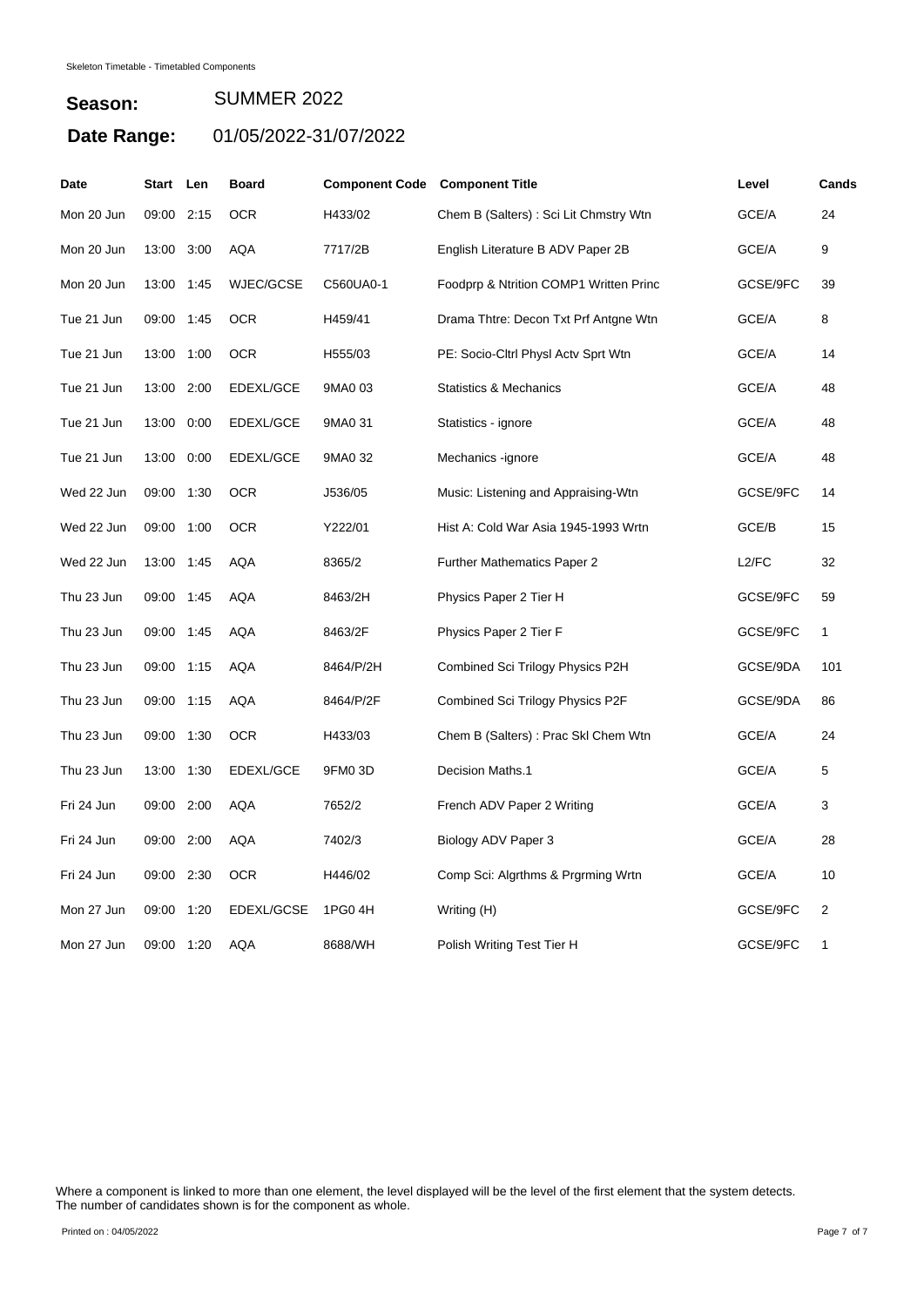Skeleton Timetable - Timetabled Components

**Season:** SUMMER 2022

**Date Range:** 01/05/2022-31/07/2022

| Date | Start | Len | Board | Component Code | Component Title | Level | Cands |
|---|---|---|---|---|---|---|---|
| Mon 20 Jun | 09:00 | 2:15 | OCR | H433/02 | Chem B (Salters) : Sci Lit Chmstry Wtn | GCE/A | 24 |
| Mon 20 Jun | 13:00 | 3:00 | AQA | 7717/2B | English Literature B ADV Paper 2B | GCE/A | 9 |
| Mon 20 Jun | 13:00 | 1:45 | WJEC/GCSE | C560UA0-1 | Foodprp & Ntrition COMP1 Written Princ | GCSE/9FC | 39 |
| Tue 21 Jun | 09:00 | 1:45 | OCR | H459/41 | Drama Thtre: Decon Txt Prf Antgne Wtn | GCE/A | 8 |
| Tue 21 Jun | 13:00 | 1:00 | OCR | H555/03 | PE: Socio-Cltrl Physl Actv Sprt Wtn | GCE/A | 14 |
| Tue 21 Jun | 13:00 | 2:00 | EDEXL/GCE | 9MA0 03 | Statistics & Mechanics | GCE/A | 48 |
| Tue 21 Jun | 13:00 | 0:00 | EDEXL/GCE | 9MA0 31 | Statistics - ignore | GCE/A | 48 |
| Tue 21 Jun | 13:00 | 0:00 | EDEXL/GCE | 9MA0 32 | Mechanics -ignore | GCE/A | 48 |
| Wed 22 Jun | 09:00 | 1:30 | OCR | J536/05 | Music: Listening and Appraising-Wtn | GCSE/9FC | 14 |
| Wed 22 Jun | 09:00 | 1:00 | OCR | Y222/01 | Hist A: Cold War Asia 1945-1993 Wrtn | GCE/B | 15 |
| Wed 22 Jun | 13:00 | 1:45 | AQA | 8365/2 | Further Mathematics Paper 2 | L2/FC | 32 |
| Thu 23 Jun | 09:00 | 1:45 | AQA | 8463/2H | Physics Paper 2 Tier H | GCSE/9FC | 59 |
| Thu 23 Jun | 09:00 | 1:45 | AQA | 8463/2F | Physics Paper 2 Tier F | GCSE/9FC | 1 |
| Thu 23 Jun | 09:00 | 1:15 | AQA | 8464/P/2H | Combined Sci Trilogy Physics P2H | GCSE/9DA | 101 |
| Thu 23 Jun | 09:00 | 1:15 | AQA | 8464/P/2F | Combined Sci Trilogy Physics P2F | GCSE/9DA | 86 |
| Thu 23 Jun | 09:00 | 1:30 | OCR | H433/03 | Chem B (Salters) : Prac Skl Chem Wtn | GCE/A | 24 |
| Thu 23 Jun | 13:00 | 1:30 | EDEXL/GCE | 9FM0 3D | Decision Maths.1 | GCE/A | 5 |
| Fri 24 Jun | 09:00 | 2:00 | AQA | 7652/2 | French ADV Paper 2 Writing | GCE/A | 3 |
| Fri 24 Jun | 09:00 | 2:00 | AQA | 7402/3 | Biology ADV Paper 3 | GCE/A | 28 |
| Fri 24 Jun | 09:00 | 2:30 | OCR | H446/02 | Comp Sci: Algrthms & Prgrming Wrtn | GCE/A | 10 |
| Mon 27 Jun | 09:00 | 1:20 | EDEXL/GCSE | 1PG0 4H | Writing (H) | GCSE/9FC | 2 |
| Mon 27 Jun | 09:00 | 1:20 | AQA | 8688/WH | Polish Writing Test Tier H | GCSE/9FC | 1 |

Where a component is linked to more than one element, the level displayed will be the level of the first element that the system detects.
The number of candidates shown is for the component as whole.

Printed on : 04/05/2022